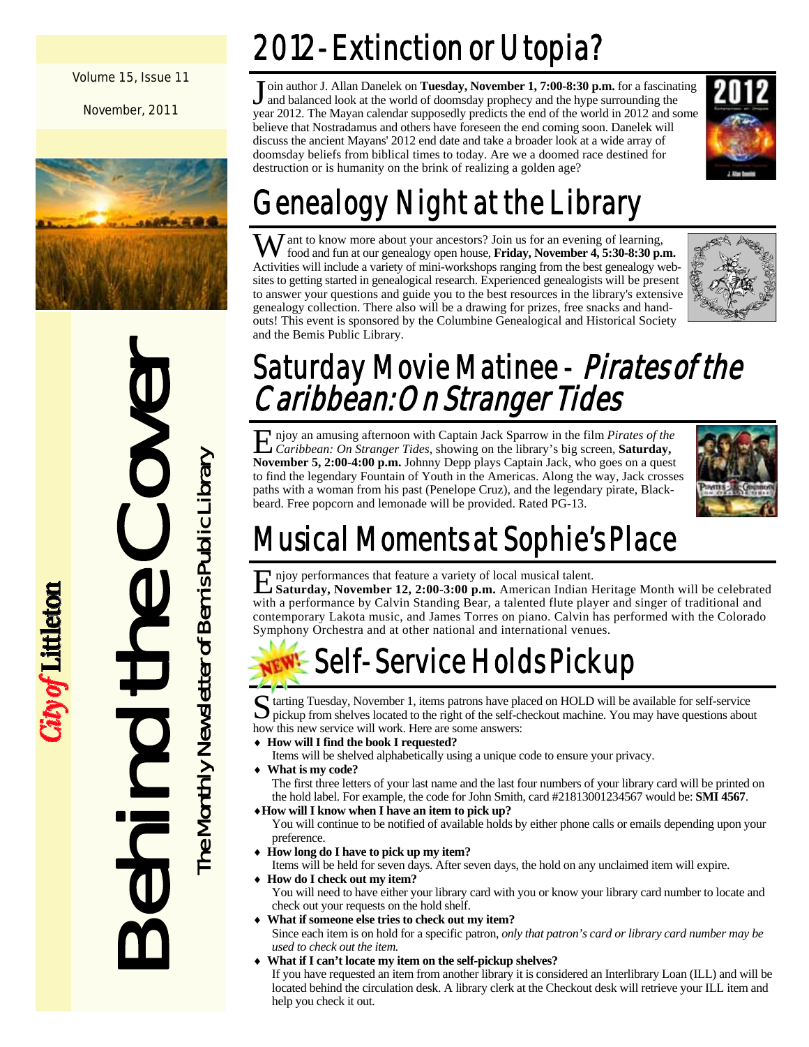Volume 15, Issue 11

November, 2011

# Behind the Cover

The Monthly Newsletter of Bemis Public Library

City of Littleton

## 2012 - Extinction or Utopia?

Join author J. Allan Danelek on **Tuesday, November 1, 7:00-8:30 p.m.** for a fascinating and balanced look at the world of doomsday prophecy and the hype surrounding the year 2012. The Mayan calendar supposedly predicts the end of the world in 2012 and some believe that Nostradamus and others have foreseen the end coming soon. Danelek will discuss the ancient Mayans' 2012 end date and take a broader look at a wide array of doomsday beliefs from biblical times to today. Are we a doomed race destined for destruction or is humanity on the brink of realizing a golden age?

## Genealogy Night at the Library

Want to know more about your ancestors? Join us for an evening of learning, food and fun at our genealogy open house, **Friday, November 4, 5:30-8:30 p.m.** Activities will include a variety of mini-workshops ranging from the best genealogy websites to getting started in genealogical research. Experienced genealogists will be present to answer your questions and guide you to the best resources in the library's extensive genealogy collection. There also will be a drawing for prizes, free snacks and handouts! This event is sponsored by the Columbine Genealogical and Historical Society and the Bemis Public Library.

## Saturday Movie Matinee - *Pirates of the Caribbean: On Stranger Tides*

Enjoy an amusing afternoon with Captain Jack Sparrow in the film *Pirates of the Caribbean: On Stranger Tides*, showing on the library's big screen, **Saturday, November 5, 2:00-4:00 p.m.** Johnny Depp plays Captain Jack, who goes on a quest to find the legendary Fountain of Youth in the Americas. Along the way, Jack crosses paths with a woman from his past (Penelope Cruz), and the legendary pirate, Blackbeard. Free popcorn and lemonade will be provided. Rated PG-13.

## Musical Moments at Sophie's Place

Enjoy performances that feature a variety of local musical talent.
**Saturday, November 12, 2:00-3:00 p.m.** American Indian Heritage Month will be celebrated with a performance by Calvin Standing Bear, a talented flute player and singer of traditional and contemporary Lakota music, and James Torres on piano. Calvin has performed with the Colorado Symphony Orchestra and at other national and international venues.

## NEW! Self-Service Holds Pickup

Starting Tuesday, November 1, items patrons have placed on HOLD will be available for self-service pickup from shelves located to the right of the self-checkout machine. You may have questions about how this new service will work. Here are some answers:

- **How will I find the book I requested?**
  Items will be shelved alphabetically using a unique code to ensure your privacy.
- **What is my code?**
  The first three letters of your last name and the last four numbers of your library card will be printed on the hold label. For example, the code for John Smith, card #21813001234567 would be: **SMI 4567**.
- **How will I know when I have an item to pick up?**
  You will continue to be notified of available holds by either phone calls or emails depending upon your preference.
- **How long do I have to pick up my item?**
  Items will be held for seven days. After seven days, the hold on any unclaimed item will expire.
- **How do I check out my item?**
  You will need to have either your library card with you or know your library card number to locate and check out your requests on the hold shelf.
- **What if someone else tries to check out my item?**
  Since each item is on hold for a specific patron, *only that patron's card or library card number may be used to check out the item.*
- **What if I can't locate my item on the self-pickup shelves?**
  If you have requested an item from another library it is considered an Interlibrary Loan (ILL) and will be located behind the circulation desk. A library clerk at the Checkout desk will retrieve your ILL item and help you check it out.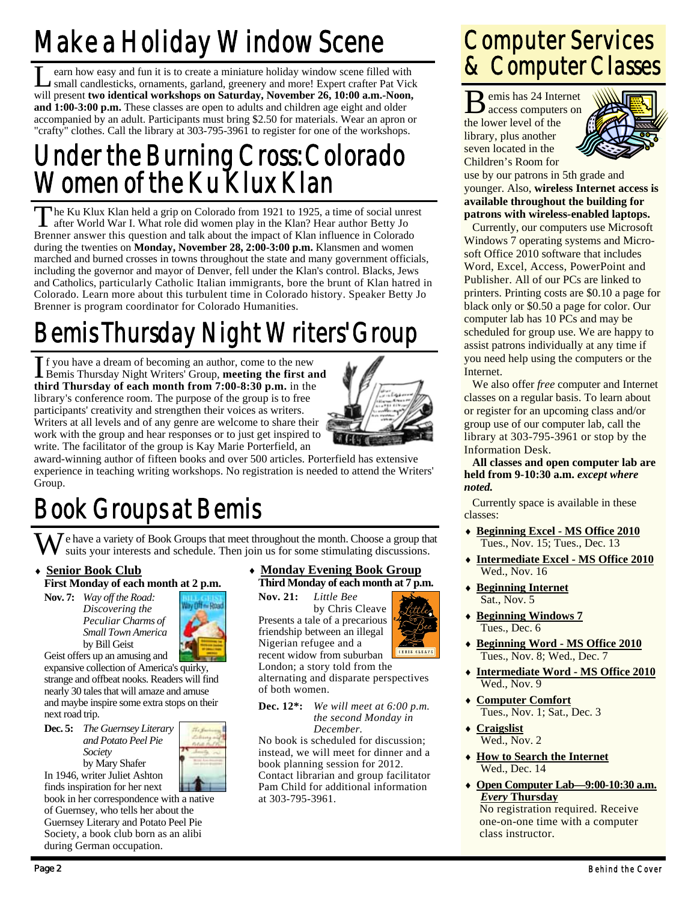# Make a Holiday Window Scene

Learn how easy and fun it is to create a miniature holiday window scene filled with small candlesticks, ornaments, garland, greenery and more! Expert crafter Pat Vick will present **two identical workshops on Saturday, November 26, 10:00 a.m.-Noon, and 1:00-3:00 p.m.** These classes are open to adults and children age eight and older accompanied by an adult. Participants must bring $2.50 for materials. Wear an apron or "crafty" clothes. Call the library at 303-795-3961 to register for one of the workshops.

# Under the Burning Cross: Colorado Women of the Ku Klux Klan

The Ku Klux Klan held a grip on Colorado from 1921 to 1925, a time of social unrest after World War I. What role did women play in the Klan? Hear author Betty Jo Brenner answer this question and talk about the impact of Klan influence in Colorado during the twenties on **Monday, November 28, 2:00-3:00 p.m.** Klansmen and women marched and burned crosses in towns throughout the state and many government officials, including the governor and mayor of Denver, fell under the Klan's control. Blacks, Jews and Catholics, particularly Catholic Italian immigrants, bore the brunt of Klan hatred in Colorado. Learn more about this turbulent time in Colorado history. Speaker Betty Jo Brenner is program coordinator for Colorado Humanities.

# Bemis Thursday Night Writers' Group

If you have a dream of becoming an author, come to the new Bemis Thursday Night Writers' Group, **meeting the first and third Thursday of each month from 7:00-8:30 p.m.** in the library's conference room. The purpose of the group is to free participants' creativity and strengthen their voices as writers. Writers at all levels and of any genre are welcome to share their work with the group and hear responses or to just get inspired to write. The facilitator of the group is Kay Marie Porterfield, an award-winning author of fifteen books and over 500 articles. Porterfield has extensive experience in teaching writing workshops. No registration is needed to attend the Writers' Group.

# Book Groups at Bemis

We have a variety of Book Groups that meet throughout the month. Choose a group that suits your interests and schedule. Then join us for some stimulating discussions.

- **Senior Book Club**

**First Monday of each month at 2 p.m.**

**Nov. 7:** *Way off the Road: Discovering the Peculiar Charms of Small Town America* by Bill Geist

Geist offers up an amusing and expansive collection of America's quirky, strange and offbeat nooks. Readers will find nearly 30 tales that will amaze and amuse and maybe inspire some extra stops on their next road trip.

**Dec. 5:** *The Guernsey Literary and Potato Peel Pie Society* by Mary Shafer

In 1946, writer Juliet Ashton finds inspiration for her next book in her correspondence with a native of Guernsey, who tells her about the Guernsey Literary and Potato Peel Pie Society, a book club born as an alibi during German occupation.

- **Monday Evening Book Group**

**Third Monday of each month at 7 p.m.**

**Nov. 21:** *Little Bee* by Chris Cleave

Presents a tale of a precarious friendship between an illegal Nigerian refugee and a recent widow from suburban London; a story told from the alternating and disparate perspectives of both women.

**Dec. 12\*:** *We will meet at 6:00 p.m. the second Monday in December.*

No book is scheduled for discussion; instead, we will meet for dinner and a book planning session for 2012. Contact librarian and group facilitator Pam Child for additional information at 303-795-3961.

# Computer Services & Computer Classes

Bemis has 24 Internet access computers on the lower level of the library, plus another seven located in the Children's Room for use by our patrons in 5th grade and younger. Also, **wireless Internet access is available throughout the building for patrons with wireless-enabled laptops.**

Currently, our computers use Microsoft Windows 7 operating systems and Microsoft Office 2010 software that includes Word, Excel, Access, PowerPoint and Publisher. All of our PCs are linked to printers. Printing costs are $0.10 a page for black only or $0.50 a page for color. Our computer lab has 10 PCs and may be scheduled for group use. We are happy to assist patrons individually at any time if you need help using the computers or the Internet.

We also offer *free* computer and Internet classes on a regular basis. To learn about or register for an upcoming class and/or group use of our computer lab, call the library at 303-795-3961 or stop by the Information Desk.

**All classes and open computer lab are held from 9-10:30 a.m.** ***except where noted.***

Currently space is available in these classes:

- **Beginning Excel - MS Office 2010**
  Tues., Nov. 15; Tues., Dec. 13
- **Intermediate Excel - MS Office 2010**
  Wed., Nov. 16
- **Beginning Internet**
  Sat., Nov. 5
- **Beginning Windows 7**
  Tues., Dec. 6
- **Beginning Word - MS Office 2010**
  Tues., Nov. 8; Wed., Dec. 7
- **Intermediate Word - MS Office 2010**
  Wed., Nov. 9
- **Computer Comfort**
  Tues., Nov. 1; Sat., Dec. 3
- **Craigslist**
  Wed., Nov. 2
- **How to Search the Internet**
  Wed., Dec. 14
- **Open Computer Lab—9:00-10:30 a.m. *Every* Thursday**
  No registration required. Receive one-on-one time with a computer class instructor.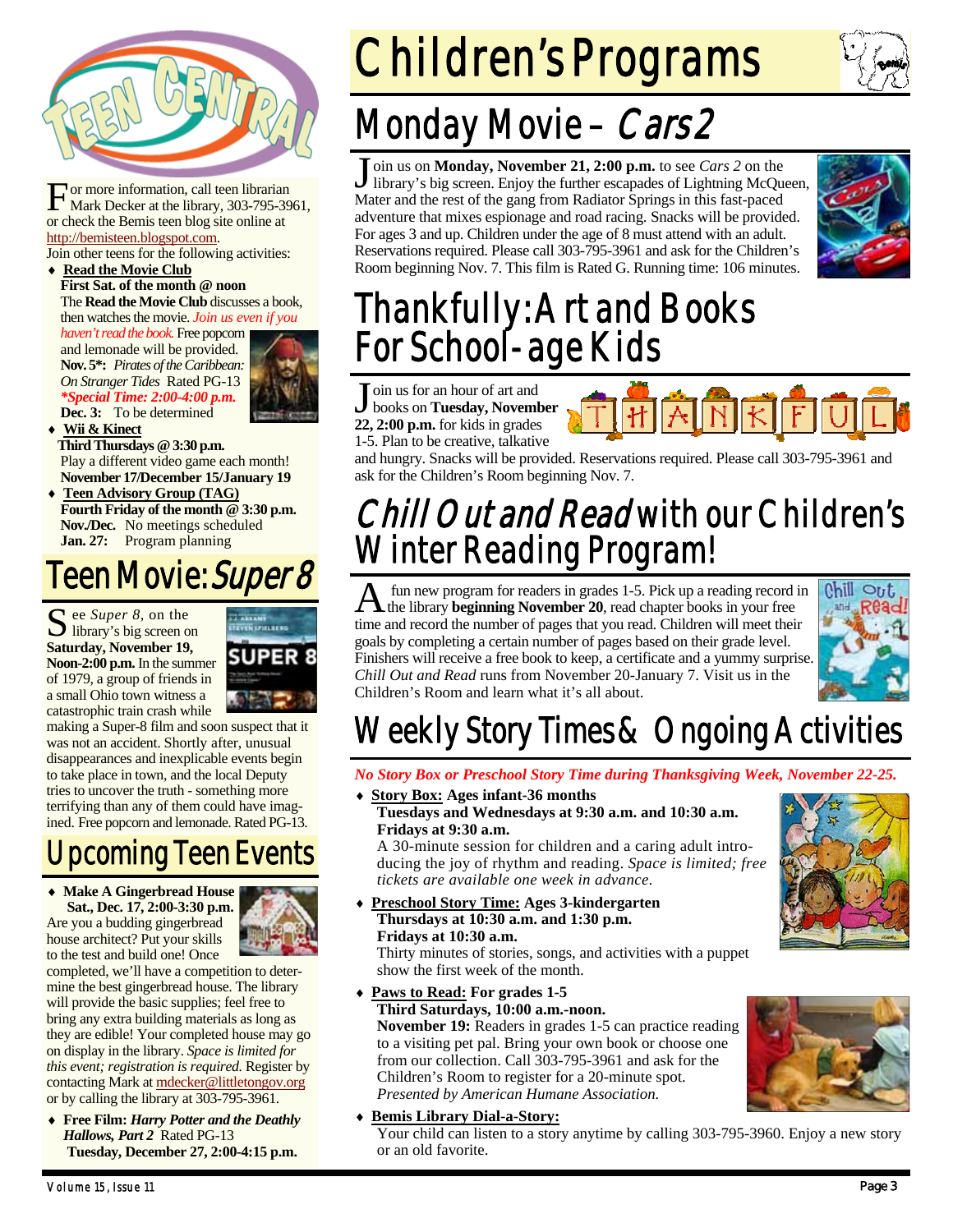For more information, call teen librarian Mark Decker at the library, 303-795-3961, or check the Bemis teen blog site online at http://bemisteen.blogspot.com.

Join other teens for the following activities:

- **Read the Movie Club**
  **First Sat. of the month @ noon**
  The **Read the Movie Club** discusses a book, then watches the movie. *Join us even if you haven't read the book.* Free popcorn and lemonade will be provided.
  **Nov. 5*:** *Pirates of the Caribbean: On Stranger Tides* Rated PG-13
  ***Special Time: 2:00-4:00 p.m.***
  **Dec. 3:** To be determined
- **Wii & Kinect**
  **Third Thursdays @ 3:30 p.m.**
  Play a different video game each month!
  **November 17/December 15/January 19**
- **Teen Advisory Group (TAG)**
  **Fourth Friday of the month @ 3:30 p.m.**
  **Nov./Dec.** No meetings scheduled
  **Jan. 27:** Program planning

## Teen Movie: *Super 8*

See *Super 8*, on the library's big screen on **Saturday, November 19, Noon-2:00 p.m.** In the summer of 1979, a group of friends in a small Ohio town witness a catastrophic train crash while making a Super-8 film and soon suspect that it was not an accident. Shortly after, unusual disappearances and inexplicable events begin to take place in town, and the local Deputy tries to uncover the truth - something more terrifying than any of them could have imagined. Free popcorn and lemonade. Rated PG-13.

## Upcoming Teen Events

- **Make A Gingerbread House**
  **Sat., Dec. 17, 2:00-3:30 p.m.**
  Are you a budding gingerbread house architect? Put your skills to the test and build one! Once completed, we'll have a competition to determine the best gingerbread house. The library will provide the basic supplies; feel free to bring any extra building materials as long as they are edible! Your completed house may go on display in the library. *Space is limited for this event; registration is required.* Register by contacting Mark at mdecker@littletongov.org or by calling the library at 303-795-3961.
- **Free Film:** ***Harry Potter and the Deathly Hallows, Part 2*** Rated PG-13
  **Tuesday, December 27, 2:00-4:15 p.m.**

# Children's Programs

## Monday Movie – *Cars 2*

Join us on **Monday, November 21, 2:00 p.m.** to see *Cars 2* on the library's big screen. Enjoy the further escapades of Lightning McQueen, Mater and the rest of the gang from Radiator Springs in this fast-paced adventure that mixes espionage and road racing. Snacks will be provided. For ages 3 and up. Children under the age of 8 must attend with an adult. Reservations required. Please call 303-795-3961 and ask for the Children's Room beginning Nov. 7. This film is Rated G. Running time: 106 minutes.

## Thankfully: Art and Books For School-age Kids

Join us for an hour of art and books on **Tuesday, November 22, 2:00 p.m.** for kids in grades 1-5. Plan to be creative, talkative and hungry. Snacks will be provided. Reservations required. Please call 303-795-3961 and ask for the Children's Room beginning Nov. 7.

## *Chill Out and Read* with our Children's Winter Reading Program!

A fun new program for readers in grades 1-5. Pick up a reading record in the library **beginning November 20**, read chapter books in your free time and record the number of pages that you read. Children will meet their goals by completing a certain number of pages based on their grade level. Finishers will receive a free book to keep, a certificate and a yummy surprise. *Chill Out and Read* runs from November 20-January 7. Visit us in the Children's Room and learn what it's all about.

## Weekly Story Times & Ongoing Activities

***No Story Box or Preschool Story Time during Thanksgiving Week, November 22-25.***

- **Story Box: Ages infant-36 months**
  **Tuesdays and Wednesdays at 9:30 a.m. and 10:30 a.m.**
  **Fridays at 9:30 a.m.**
  A 30-minute session for children and a caring adult introducing the joy of rhythm and reading. *Space is limited; free tickets are available one week in advance.*
- **Preschool Story Time: Ages 3-kindergarten**
  **Thursdays at 10:30 a.m. and 1:30 p.m.**
  **Fridays at 10:30 a.m.**
  Thirty minutes of stories, songs, and activities with a puppet show the first week of the month.
- **Paws to Read: For grades 1-5**
  **Third Saturdays, 10:00 a.m.-noon.**
  **November 19:** Readers in grades 1-5 can practice reading to a visiting pet pal. Bring your own book or choose one from our collection. Call 303-795-3961 and ask for the Children's Room to register for a 20-minute spot.
  *Presented by American Humane Association.*
- **Bemis Library Dial-a-Story:**
  Your child can listen to a story anytime by calling 303-795-3960. Enjoy a new story or an old favorite.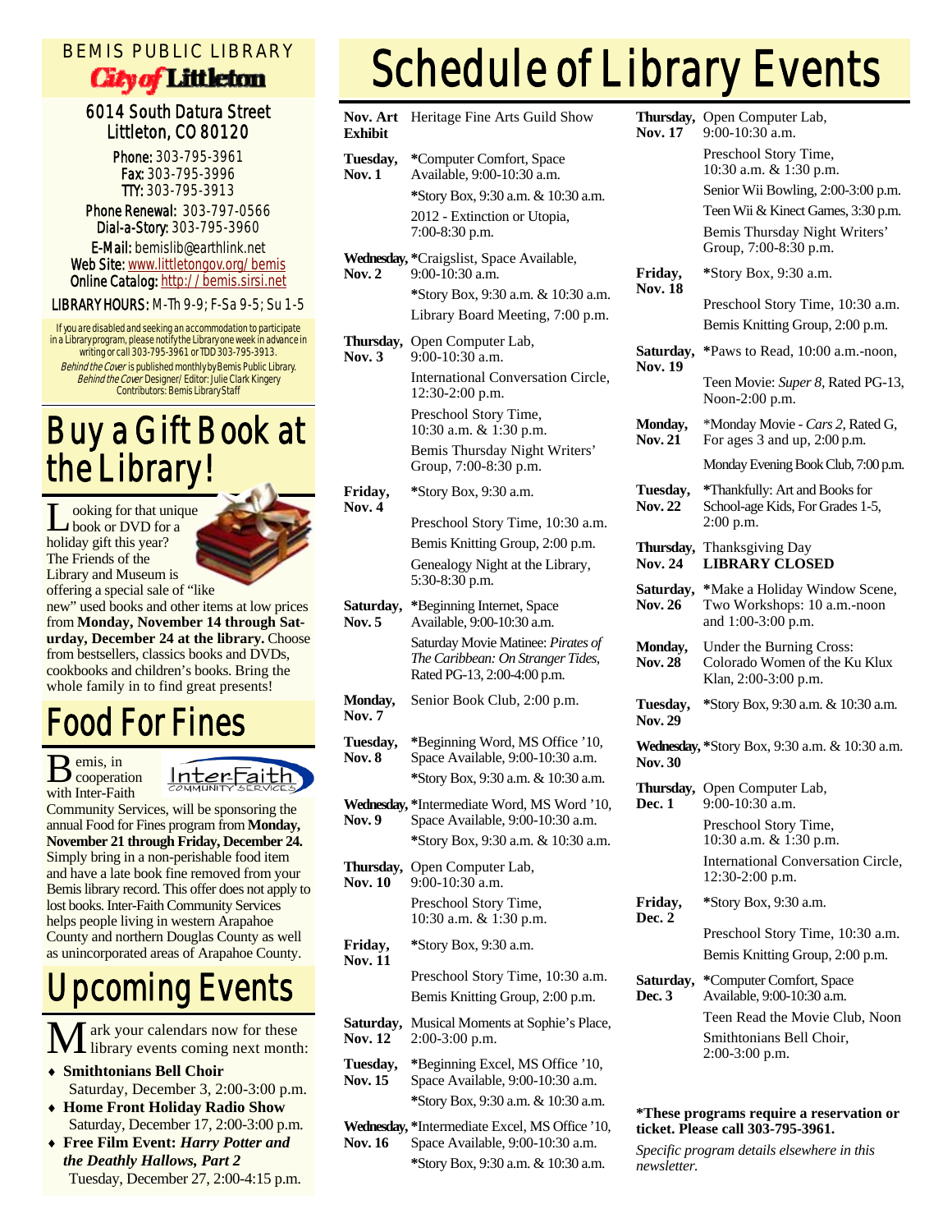BEMIS PUBLIC LIBRARY
City of Littleton

6014 South Datura Street
Littleton, CO 80120

Phone: 303-795-3961
Fax: 303-795-3996
TTY: 303-795-3913
Phone Renewal: 303-797-0566
Dial-a-Story: 303-795-3960
E-Mail: bemislib@earthlink.net
Web Site: www.littletongov.org/bemis
Online Catalog: http://bemis.sirsi.net

LIBRARY HOURS: M-Th 9-9; F-Sa 9-5; Su 1-5

If you are disabled and seeking an accommodation to participate in a Library program, please notify the Library one week in advance in writing or call 303-795-3961 or TDD 303-795-3913.
*Behind the Cover* is published monthly by Bemis Public Library.
*Behind the Cover* Designer/Editor: Julie Clark Kingery
Contributors: Bemis Library Staff

# Buy a Gift Book at the Library!

Looking for that unique book or DVD for a holiday gift this year? The Friends of the Library and Museum is offering a special sale of "like new" used books and other items at low prices from **Monday, November 14 through Saturday, December 24 at the library.** Choose from bestsellers, classics books and DVDs, cookbooks and children's books. Bring the whole family in to find great presents!

# Food For Fines

Bemis, in cooperation with Inter-Faith Community Services, will be sponsoring the annual Food for Fines program from **Monday, November 21 through Friday, December 24.** Simply bring in a non-perishable food item and have a late book fine removed from your Bemis library record. This offer does not apply to lost books. Inter-Faith Community Services helps people living in western Arapahoe County and northern Douglas County as well as unincorporated areas of Arapahoe County.

# Upcoming Events

Mark your calendars now for these library events coming next month:

- **Smithtonians Bell Choir**
  Saturday, December 3, 2:00-3:00 p.m.
- **Home Front Holiday Radio Show**
  Saturday, December 17, 2:00-3:00 p.m.
- **Free Film Event: *Harry Potter and the Deathly Hallows, Part 2***
  Tuesday, December 27, 2:00-4:15 p.m.

# Schedule of Library Events

**Nov. Art Exhibit**
- Heritage Fine Arts Guild Show

**Tuesday, Nov. 1**
- *Computer Comfort, Space Available, 9:00-10:30 a.m.
- *Story Box, 9:30 a.m. & 10:30 a.m.
- 2012 - Extinction or Utopia, 7:00-8:30 p.m.

**Wednesday, Nov. 2**
- *Craigslist, Space Available, 9:00-10:30 a.m.
- *Story Box, 9:30 a.m. & 10:30 a.m.
- Library Board Meeting, 7:00 p.m.

**Thursday, Nov. 3**
- Open Computer Lab, 9:00-10:30 a.m.
- International Conversation Circle, 12:30-2:00 p.m.
- Preschool Story Time, 10:30 a.m. & 1:30 p.m.
- Bemis Thursday Night Writers' Group, 7:00-8:30 p.m.

**Friday, Nov. 4**
- *Story Box, 9:30 a.m.
- Preschool Story Time, 10:30 a.m.
- Bemis Knitting Group, 2:00 p.m.
- Genealogy Night at the Library, 5:30-8:30 p.m.

**Saturday, Nov. 5**
- *Beginning Internet, Space Available, 9:00-10:30 a.m.
- Saturday Movie Matinee: *Pirates of The Caribbean: On Stranger Tides*, Rated PG-13, 2:00-4:00 p.m.

**Monday, Nov. 7**
- Senior Book Club, 2:00 p.m.

**Tuesday, Nov. 8**
- *Beginning Word, MS Office '10, Space Available, 9:00-10:30 a.m.
- *Story Box, 9:30 a.m. & 10:30 a.m.

**Wednesday, Nov. 9**
- *Intermediate Word, MS Word '10, Space Available, 9:00-10:30 a.m.
- *Story Box, 9:30 a.m. & 10:30 a.m.

**Thursday, Nov. 10**
- Open Computer Lab, 9:00-10:30 a.m.
- Preschool Story Time, 10:30 a.m. & 1:30 p.m.

**Friday, Nov. 11**
- *Story Box, 9:30 a.m.
- Preschool Story Time, 10:30 a.m.
- Bemis Knitting Group, 2:00 p.m.

**Saturday, Nov. 12**
- Musical Moments at Sophie's Place, 2:00-3:00 p.m.

**Tuesday, Nov. 15**
- *Beginning Excel, MS Office '10, Space Available, 9:00-10:30 a.m.
- *Story Box, 9:30 a.m. & 10:30 a.m.

**Wednesday, Nov. 16**
- *Intermediate Excel, MS Office '10, Space Available, 9:00-10:30 a.m.
- *Story Box, 9:30 a.m. & 10:30 a.m.

**Thursday, Nov. 17**
- Open Computer Lab, 9:00-10:30 a.m.
- Preschool Story Time, 10:30 a.m. & 1:30 p.m.
- Senior Wii Bowling, 2:00-3:00 p.m.
- Teen Wii & Kinect Games, 3:30 p.m.
- Bemis Thursday Night Writers' Group, 7:00-8:30 p.m.

**Friday, Nov. 18**
- *Story Box, 9:30 a.m.
- Preschool Story Time, 10:30 a.m.
- Bemis Knitting Group, 2:00 p.m.

**Saturday, Nov. 19**
- *Paws to Read, 10:00 a.m.-noon,
- Teen Movie: *Super 8*, Rated PG-13, Noon-2:00 p.m.

**Monday, Nov. 21**
- *Monday Movie - *Cars 2*, Rated G, For ages 3 and up, 2:00 p.m.
- Monday Evening Book Club, 7:00 p.m.

**Tuesday, Nov. 22**
- *Thankfully: Art and Books for School-age Kids, For Grades 1-5, 2:00 p.m.

**Thursday, Nov. 24**
- Thanksgiving Day **LIBRARY CLOSED**

**Saturday, Nov. 26**
- *Make a Holiday Window Scene, Two Workshops: 10 a.m.-noon and 1:00-3:00 p.m.

**Monday, Nov. 28**
- Under the Burning Cross: Colorado Women of the Ku Klux Klan, 2:00-3:00 p.m.

**Tuesday, Nov. 29**
- *Story Box, 9:30 a.m. & 10:30 a.m.

**Wednesday, Nov. 30**
- *Story Box, 9:30 a.m. & 10:30 a.m.

**Thursday, Dec. 1**
- Open Computer Lab, 9:00-10:30 a.m.
- Preschool Story Time, 10:30 a.m. & 1:30 p.m.
- International Conversation Circle, 12:30-2:00 p.m.

**Friday, Dec. 2**
- *Story Box, 9:30 a.m.
- Preschool Story Time, 10:30 a.m.
- Bemis Knitting Group, 2:00 p.m.

**Saturday, Dec. 3**
- *Computer Comfort, Space Available, 9:00-10:30 a.m.
- Teen Read the Movie Club, Noon
- Smithtonians Bell Choir, 2:00-3:00 p.m.

**\*These programs require a reservation or ticket. Please call 303-795-3961.**

*Specific program details elsewhere in this newsletter.*